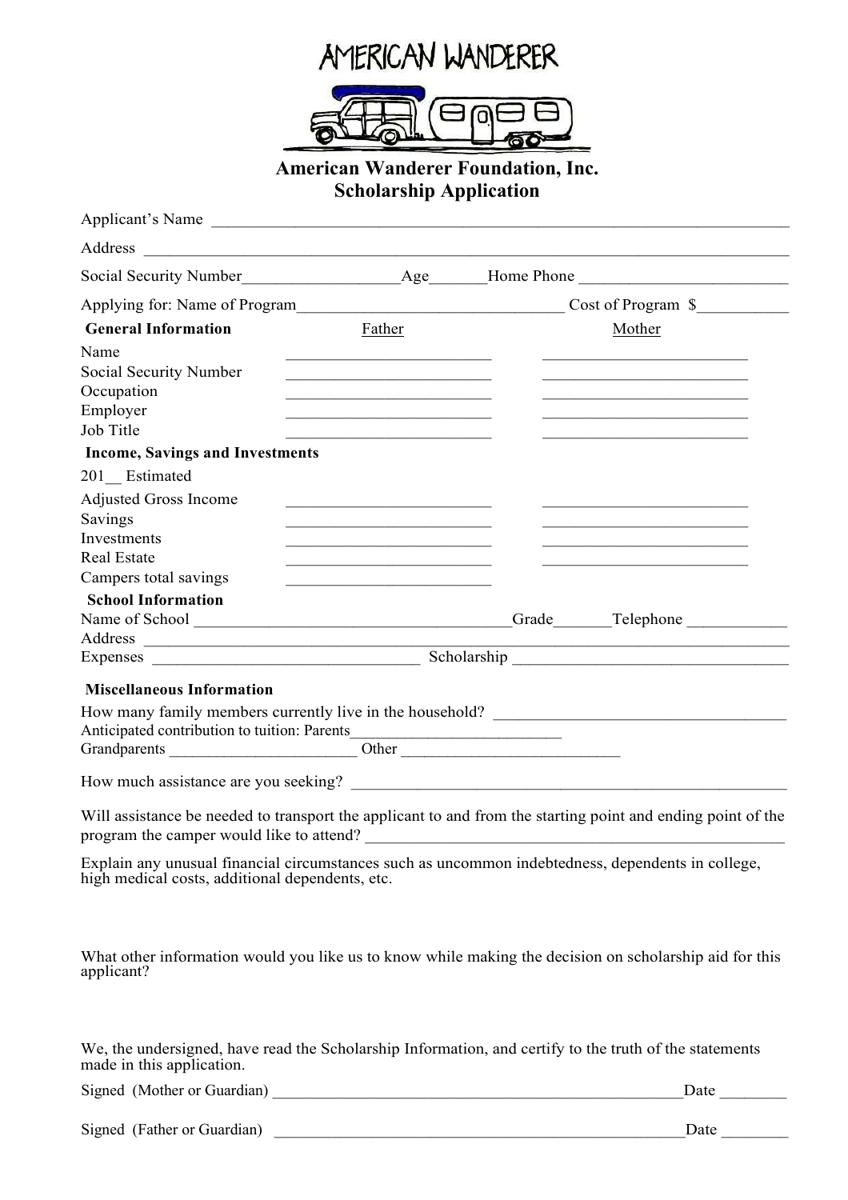AMERICAN WANDERER

# American Wanderer Foundation, Inc.
## Scholarship Application

Applicant's Name ____________________________________________

Address ____________________________________________

Social Security Number__________________Age_______Home Phone ________________________

Applying for: Name of Program________________________________ Cost of Program $__________

### General Information

| | Father | Mother |
|---|---|---|
| Name | ________________________ | ________________________ |
| Social Security Number | ________________________ | ________________________ |
| Occupation | ________________________ | ________________________ |
| Employer | ________________________ | ________________________ |
| Job Title | ________________________ | ________________________ |

### Income, Savings and Investments

| 201__ Estimated | | |
|---|---|---|
| Adjusted Gross Income | ________________________ | ________________________ |
| Savings | ________________________ | ________________________ |
| Investments | ________________________ | ________________________ |
| Real Estate | ________________________ | ________________________ |
| Campers total savings | ________________________ | |

### School Information

Name of School ____________________________________Grade_______Telephone ____________

Address ____________________________________________

Expenses _______________________________ Scholarship _________________________________

### Miscellaneous Information

How many family members currently live in the household? ___________________________________

Anticipated contribution to tuition: Parents__________________________

Grandparents _______________________ Other ___________________________

How much assistance are you seeking? ____________________________________________________

Will assistance be needed to transport the applicant to and from the starting point and ending point of the program the camper would like to attend? ____________________________________________________

Explain any unusual financial circumstances such as uncommon indebtedness, dependents in college, high medical costs, additional dependents, etc.

What other information would you like us to know while making the decision on scholarship aid for this applicant?

We, the undersigned, have read the Scholarship Information, and certify to the truth of the statements made in this application.

Signed (Mother or Guardian) ___________________________________________________Date ________

Signed (Father or Guardian) ___________________________________________________Date ________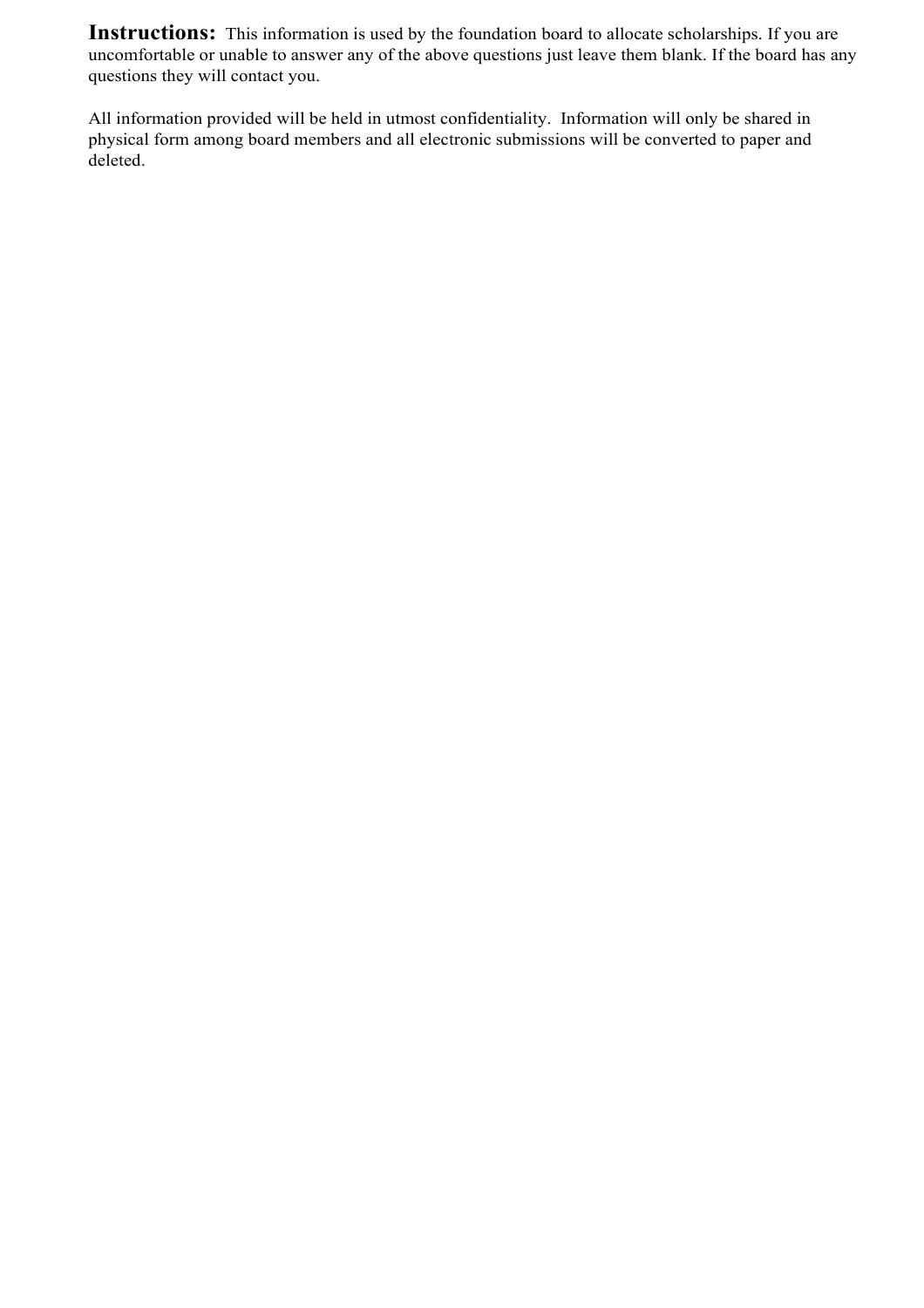**Instructions:** This information is used by the foundation board to allocate scholarships. If you are uncomfortable or unable to answer any of the above questions just leave them blank. If the board has any questions they will contact you.

All information provided will be held in utmost confidentiality. Information will only be shared in physical form among board members and all electronic submissions will be converted to paper and deleted.